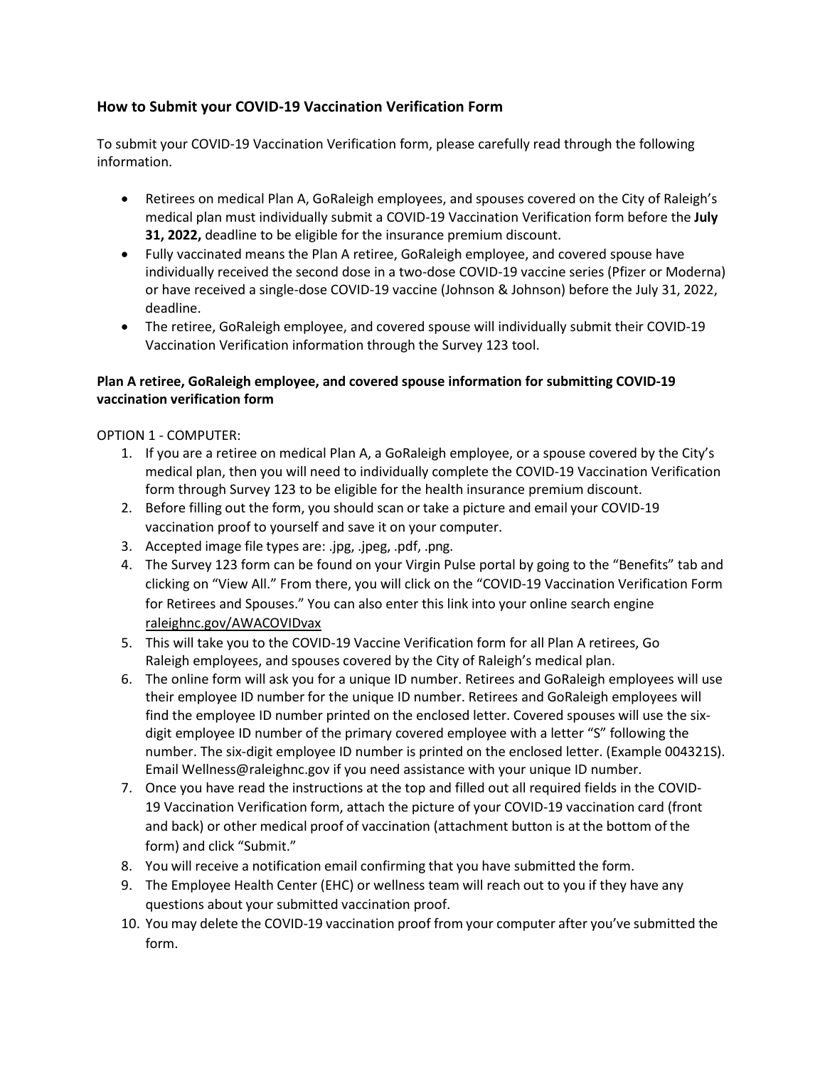## How to Submit your COVID-19 Vaccination Verification Form

To submit your COVID-19 Vaccination Verification form, please carefully read through the following information.

- Retirees on medical Plan A, GoRaleigh employees, and spouses covered on the City of Raleigh's medical plan must individually submit a COVID-19 Vaccination Verification form before the **July 31, 2022,** deadline to be eligible for the insurance premium discount.
- Fully vaccinated means the Plan A retiree, GoRaleigh employee, and covered spouse have individually received the second dose in a two-dose COVID-19 vaccine series (Pfizer or Moderna) or have received a single-dose COVID-19 vaccine (Johnson & Johnson) before the July 31, 2022, deadline.
- The retiree, GoRaleigh employee, and covered spouse will individually submit their COVID-19 Vaccination Verification information through the Survey 123 tool.

**Plan A retiree, GoRaleigh employee, and covered spouse information for submitting COVID-19 vaccination verification form**

OPTION 1 - COMPUTER:

1. If you are a retiree on medical Plan A, a GoRaleigh employee, or a spouse covered by the City's medical plan, then you will need to individually complete the COVID-19 Vaccination Verification form through Survey 123 to be eligible for the health insurance premium discount.
2. Before filling out the form, you should scan or take a picture and email your COVID-19 vaccination proof to yourself and save it on your computer.
3. Accepted image file types are: .jpg, .jpeg, .pdf, .png.
4. The Survey 123 form can be found on your Virgin Pulse portal by going to the "Benefits" tab and clicking on "View All." From there, you will click on the "COVID-19 Vaccination Verification Form for Retirees and Spouses." You can also enter this link into your online search engine raleighnc.gov/AWACOVIDvax
5. This will take you to the COVID-19 Vaccine Verification form for all Plan A retirees, Go Raleigh employees, and spouses covered by the City of Raleigh's medical plan.
6. The online form will ask you for a unique ID number. Retirees and GoRaleigh employees will use their employee ID number for the unique ID number. Retirees and GoRaleigh employees will find the employee ID number printed on the enclosed letter. Covered spouses will use the six-digit employee ID number of the primary covered employee with a letter "S" following the number. The six-digit employee ID number is printed on the enclosed letter. (Example 004321S). Email Wellness@raleighnc.gov if you need assistance with your unique ID number.
7. Once you have read the instructions at the top and filled out all required fields in the COVID-19 Vaccination Verification form, attach the picture of your COVID-19 vaccination card (front and back) or other medical proof of vaccination (attachment button is at the bottom of the form) and click "Submit."
8. You will receive a notification email confirming that you have submitted the form.
9. The Employee Health Center (EHC) or wellness team will reach out to you if they have any questions about your submitted vaccination proof.
10. You may delete the COVID-19 vaccination proof from your computer after you've submitted the form.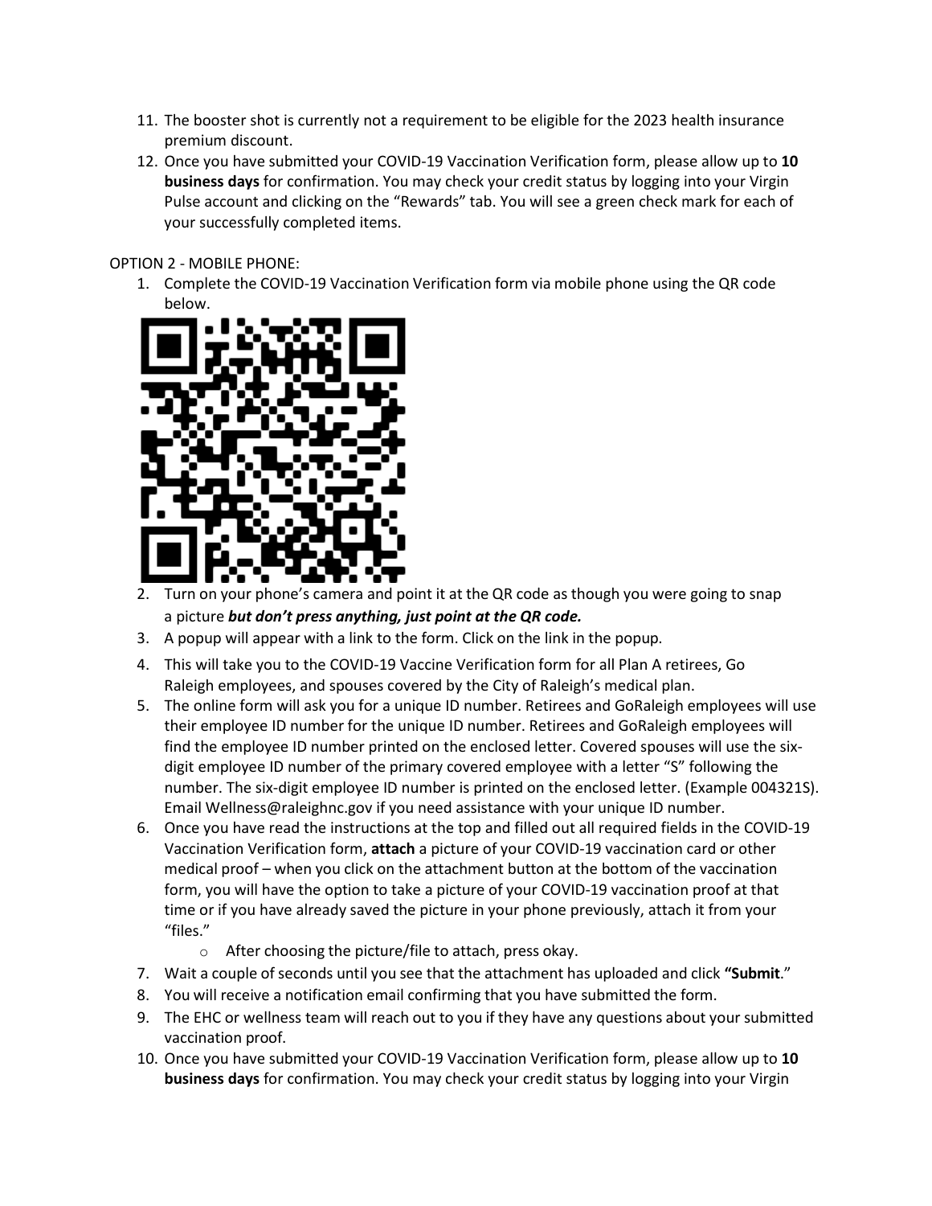11. The booster shot is currently not a requirement to be eligible for the 2023 health insurance premium discount.
12. Once you have submitted your COVID-19 Vaccination Verification form, please allow up to **10 business days** for confirmation. You may check your credit status by logging into your Virgin Pulse account and clicking on the "Rewards" tab. You will see a green check mark for each of your successfully completed items.

OPTION 2 - MOBILE PHONE:

1. Complete the COVID-19 Vaccination Verification form via mobile phone using the QR code below.
2. Turn on your phone's camera and point it at the QR code as though you were going to snap a picture ***but don't press anything, just point at the QR code.***
3. A popup will appear with a link to the form. Click on the link in the popup.
4. This will take you to the COVID-19 Vaccine Verification form for all Plan A retirees, Go Raleigh employees, and spouses covered by the City of Raleigh's medical plan.
5. The online form will ask you for a unique ID number. Retirees and GoRaleigh employees will use their employee ID number for the unique ID number. Retirees and GoRaleigh employees will find the employee ID number printed on the enclosed letter. Covered spouses will use the six-digit employee ID number of the primary covered employee with a letter "S" following the number. The six-digit employee ID number is printed on the enclosed letter. (Example 004321S). Email Wellness@raleighnc.gov if you need assistance with your unique ID number.
6. Once you have read the instructions at the top and filled out all required fields in the COVID-19 Vaccination Verification form, **attach** a picture of your COVID-19 vaccination card or other medical proof – when you click on the attachment button at the bottom of the vaccination form, you will have the option to take a picture of your COVID-19 vaccination proof at that time or if you have already saved the picture in your phone previously, attach it from your "files."
   - After choosing the picture/file to attach, press okay.
7. Wait a couple of seconds until you see that the attachment has uploaded and click **"Submit**."
8. You will receive a notification email confirming that you have submitted the form.
9. The EHC or wellness team will reach out to you if they have any questions about your submitted vaccination proof.
10. Once you have submitted your COVID-19 Vaccination Verification form, please allow up to **10 business days** for confirmation. You may check your credit status by logging into your Virgin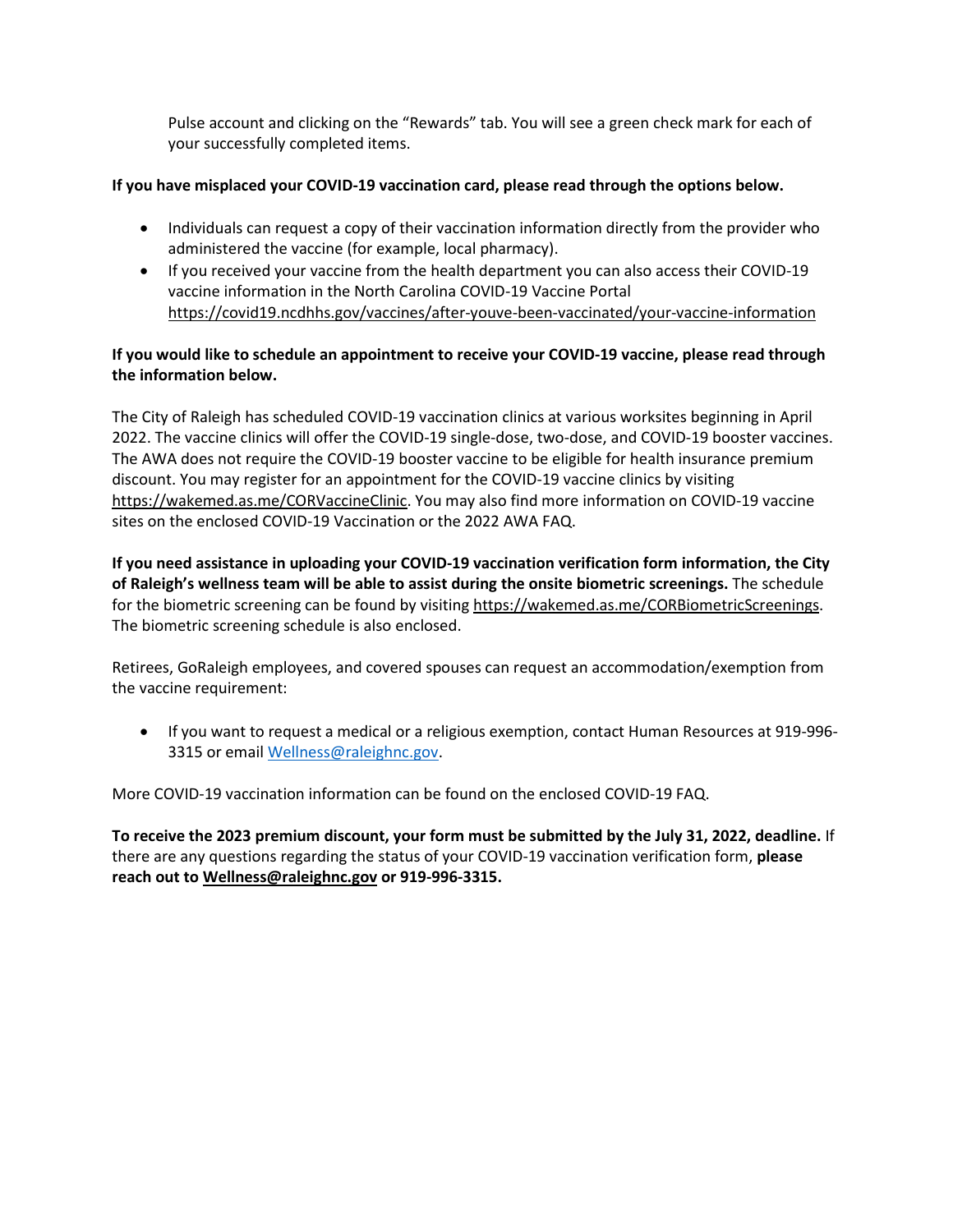Pulse account and clicking on the "Rewards" tab. You will see a green check mark for each of your successfully completed items.

**If you have misplaced your COVID-19 vaccination card, please read through the options below.**

- Individuals can request a copy of their vaccination information directly from the provider who administered the vaccine (for example, local pharmacy).
- If you received your vaccine from the health department you can also access their COVID-19 vaccine information in the North Carolina COVID-19 Vaccine Portal https://covid19.ncdhhs.gov/vaccines/after-youve-been-vaccinated/your-vaccine-information

**If you would like to schedule an appointment to receive your COVID-19 vaccine, please read through the information below.**

The City of Raleigh has scheduled COVID-19 vaccination clinics at various worksites beginning in April 2022. The vaccine clinics will offer the COVID-19 single-dose, two-dose, and COVID-19 booster vaccines. The AWA does not require the COVID-19 booster vaccine to be eligible for health insurance premium discount. You may register for an appointment for the COVID-19 vaccine clinics by visiting https://wakemed.as.me/CORVaccineClinic. You may also find more information on COVID-19 vaccine sites on the enclosed COVID-19 Vaccination or the 2022 AWA FAQ.

**If you need assistance in uploading your COVID-19 vaccination verification form information, the City of Raleigh's wellness team will be able to assist during the onsite biometric screenings.** The schedule for the biometric screening can be found by visiting https://wakemed.as.me/CORBiometricScreenings. The biometric screening schedule is also enclosed.

Retirees, GoRaleigh employees, and covered spouses can request an accommodation/exemption from the vaccine requirement:

- If you want to request a medical or a religious exemption, contact Human Resources at 919-996-3315 or email Wellness@raleighnc.gov.

More COVID-19 vaccination information can be found on the enclosed COVID-19 FAQ.

**To receive the 2023 premium discount, your form must be submitted by the July 31, 2022, deadline.** If there are any questions regarding the status of your COVID-19 vaccination verification form, **please reach out to Wellness@raleighnc.gov or 919-996-3315.**